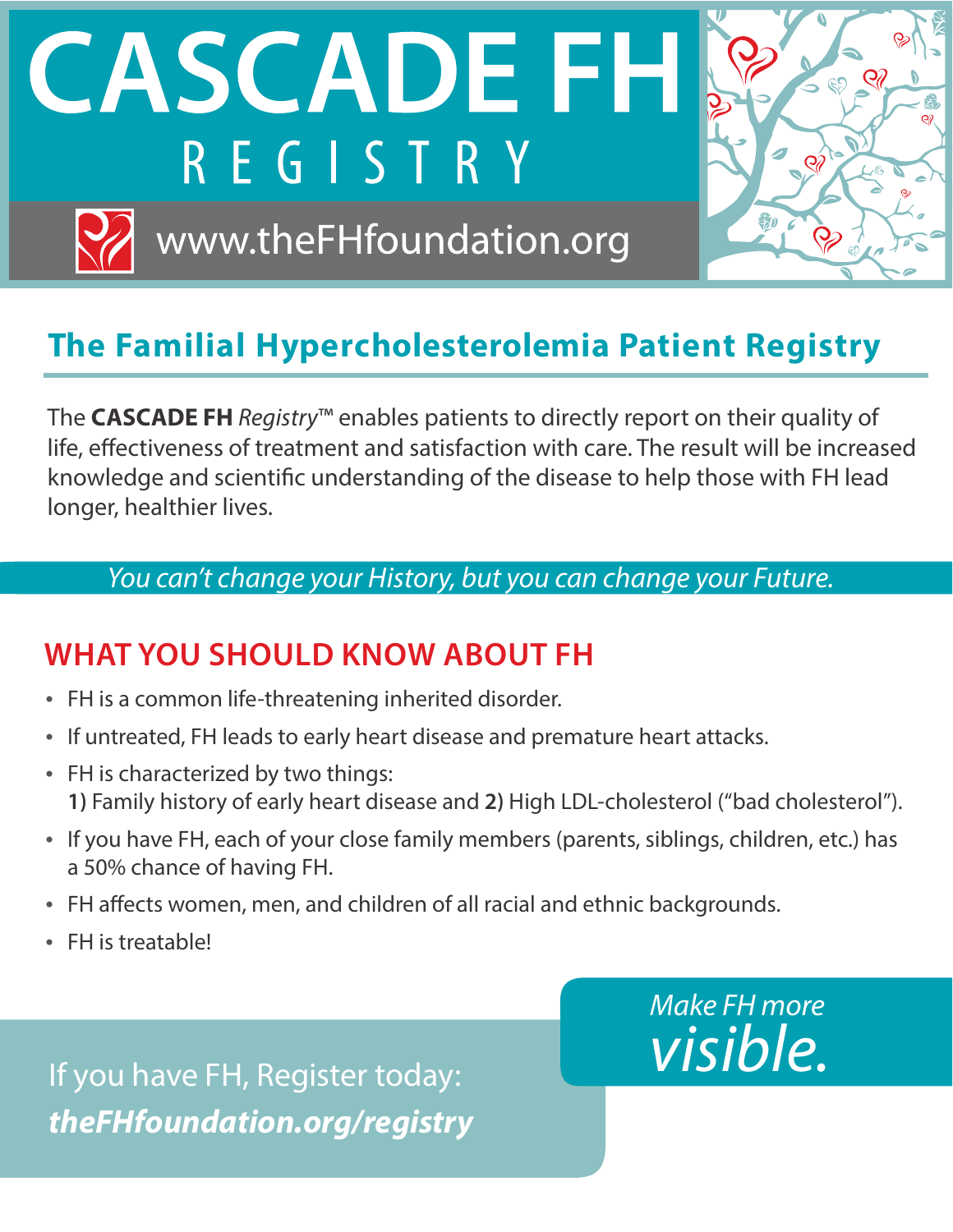# CASCADE FH REGISTRY

www.theFHfoundation.org

## The Familial Hypercholesterolemia Patient Registry

The **CASCADE FH** *Registry*™ enables patients to directly report on their quality of life, effectiveness of treatment and satisfaction with care. The result will be increased knowledge and scientific understanding of the disease to help those with FH lead longer, healthier lives.

*You can't change your History, but you can change your Future.*

## WHAT YOU SHOULD KNOW ABOUT FH

- FH is a common life-threatening inherited disorder.
- If untreated, FH leads to early heart disease and premature heart attacks.
- FH is characterized by two things:
  **1)** Family history of early heart disease and **2)** High LDL-cholesterol ("bad cholesterol").
- If you have FH, each of your close family members (parents, siblings, children, etc.) has a 50% chance of having FH.
- FH affects women, men, and children of all racial and ethnic backgrounds.
- FH is treatable!

If you have FH, Register today:
***theFHfoundation.org/registry***

*Make FH more visible.*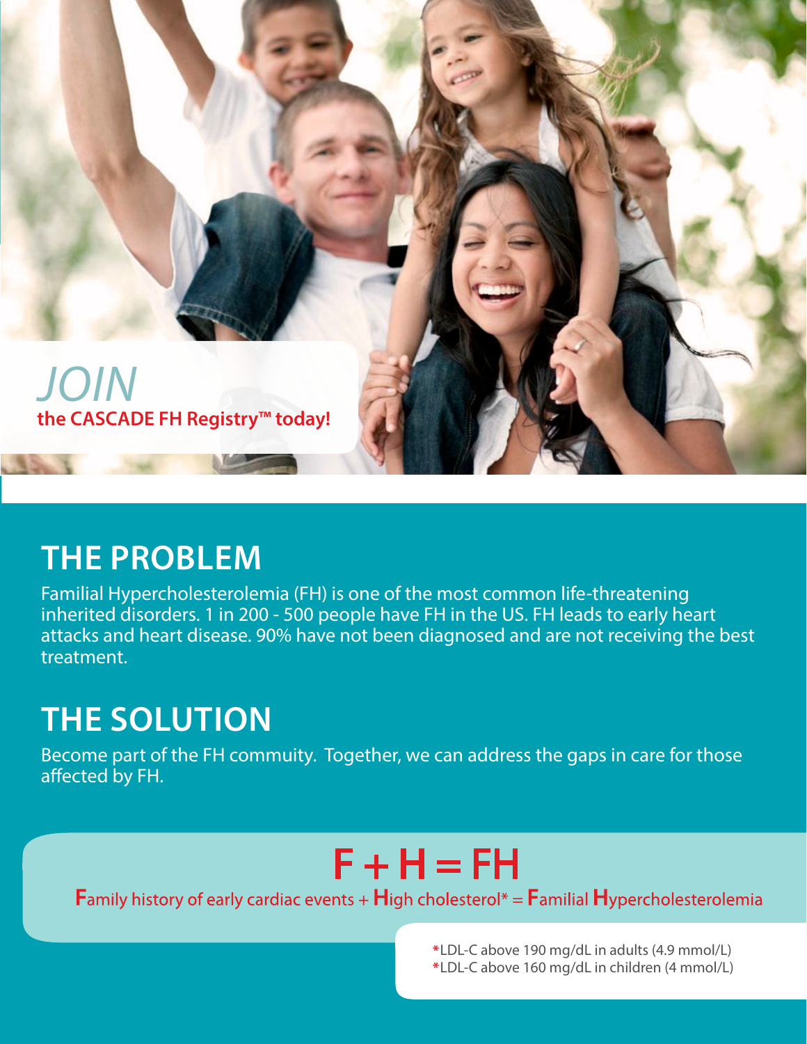*JOIN*
**the CASCADE FH Registry™ today!**

## THE PROBLEM

Familial Hypercholesterolemia (FH) is one of the most common life-threatening inherited disorders. 1 in 200 - 500 people have FH in the US. FH leads to early heart attacks and heart disease. 90% have not been diagnosed and are not receiving the best treatment.

## THE SOLUTION

Become part of the FH commuity. Together, we can address the gaps in care for those affected by FH.

## F + H = FH

**F**amily history of early cardiac events + **H**igh cholesterol* = **F**amilial **H**ypercholesterolemia

*LDL-C above 190 mg/dL in adults (4.9 mmol/L)
*LDL-C above 160 mg/dL in children (4 mmol/L)